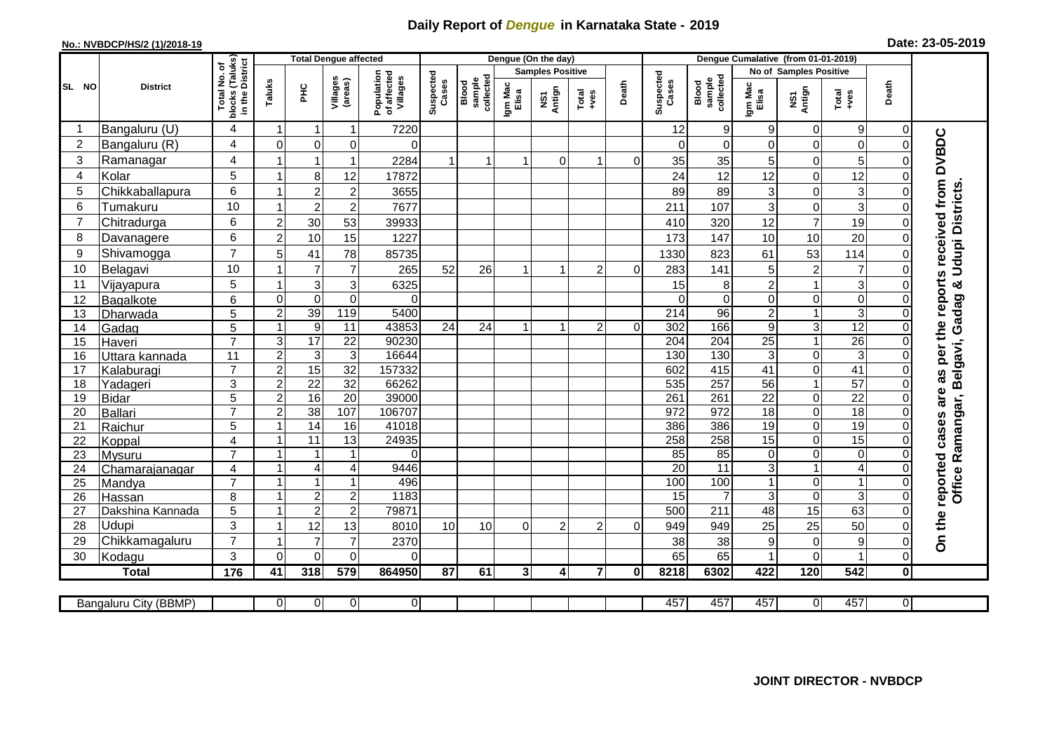# Daily Report of *Dengue* in Karnataka State - 2019

**No.: NVBDCP/HS/2 (1)/2018-19**

**Date: 23-05-2019**

| SL NO | District | Total No. of blocks (Taluks) in the District | Total Dengue affected | | | | Dengue (On the day) | | | | | | Dengue Cumalative (from 01-01-2019) | | | | | | |
|---|---|---|---|---|---|---|---|---|---|---|---|---|---|---|---|---|---|---|---|
| | | | Taluks | PHC | Villages (areas) | Population of affected Villages | Suspected Cases | Blood sample collected | Samples Positive | | | Death | Suspected Cases | Blood sample collected | No of Samples Positive | | | Death | |
| | | | | | | | | | Igm Mac Elisa | NS1 Antign | Total +ves | | | | Igm Mac Elisa | NS1 Antign | Total +ves | | |
| 1 | Bangaluru (U) | 4 | 1 | 1 | 1 | 7220 | | | | | | | 12 | 9 | 9 | 0 | 9 | 0 | On the reported cases are as per the reports received from DVBDC Office Ramangar, Belgavi, Gadag & Udupi Districts. |
| 2 | Bangaluru (R) | 4 | 0 | 0 | 0 | 0 | | | | | | | 0 | 0 | 0 | 0 | 0 | 0 | |
| 3 | Ramanagar | 4 | 1 | 1 | 1 | 2284 | 1 | 1 | 1 | 0 | 1 | 0 | 35 | 35 | 5 | 0 | 5 | 0 | |
| 4 | Kolar | 5 | 1 | 8 | 12 | 17872 | | | | | | | 24 | 12 | 12 | 0 | 12 | 0 | |
| 5 | Chikkaballapura | 6 | 1 | 2 | 2 | 3655 | | | | | | | 89 | 89 | 3 | 0 | 3 | 0 | |
| 6 | Tumakuru | 10 | 1 | 2 | 2 | 7677 | | | | | | | 211 | 107 | 3 | 0 | 3 | 0 | |
| 7 | Chitradurga | 6 | 2 | 30 | 53 | 39933 | | | | | | | 410 | 320 | 12 | 7 | 19 | 0 | |
| 8 | Davanagere | 6 | 2 | 10 | 15 | 1227 | | | | | | | 173 | 147 | 10 | 10 | 20 | 0 | |
| 9 | Shivamogga | 7 | 5 | 41 | 78 | 85735 | | | | | | | 1330 | 823 | 61 | 53 | 114 | 0 | |
| 10 | Belagavi | 10 | 1 | 7 | 7 | 265 | 52 | 26 | 1 | 1 | 2 | 0 | 283 | 141 | 5 | 2 | 7 | 0 | |
| 11 | Vijayapura | 5 | 1 | 3 | 3 | 6325 | | | | | | | 15 | 8 | 2 | 1 | 3 | 0 | |
| 12 | Bagalkote | 6 | 0 | 0 | 0 | 0 | | | | | | | 0 | 0 | 0 | 0 | 0 | 0 | |
| 13 | Dharwada | 5 | 2 | 39 | 119 | 5400 | | | | | | | 214 | 96 | 2 | 1 | 3 | 0 | |
| 14 | Gadag | 5 | 1 | 9 | 11 | 43853 | 24 | 24 | 1 | 1 | 2 | 0 | 302 | 166 | 9 | 3 | 12 | 0 | |
| 15 | Haveri | 7 | 3 | 17 | 22 | 90230 | | | | | | | 204 | 204 | 25 | 1 | 26 | 0 | |
| 16 | Uttara kannada | 11 | 2 | 3 | 3 | 16644 | | | | | | | 130 | 130 | 3 | 0 | 3 | 0 | |
| 17 | Kalaburagi | 7 | 2 | 15 | 32 | 157332 | | | | | | | 602 | 415 | 41 | 0 | 41 | 0 | |
| 18 | Yadageri | 3 | 2 | 22 | 32 | 66262 | | | | | | | 535 | 257 | 56 | 1 | 57 | 0 | |
| 19 | Bidar | 5 | 2 | 16 | 20 | 39000 | | | | | | | 261 | 261 | 22 | 0 | 22 | 0 | |
| 20 | Ballari | 7 | 2 | 38 | 107 | 106707 | | | | | | | 972 | 972 | 18 | 0 | 18 | 0 | |
| 21 | Raichur | 5 | 1 | 14 | 16 | 41018 | | | | | | | 386 | 386 | 19 | 0 | 19 | 0 | |
| 22 | Koppal | 4 | 1 | 11 | 13 | 24935 | | | | | | | 258 | 258 | 15 | 0 | 15 | 0 | |
| 23 | Mysuru | 7 | 1 | 1 | 1 | 0 | | | | | | | 85 | 85 | 0 | 0 | 0 | 0 | |
| 24 | Chamarajanagar | 4 | 1 | 4 | 4 | 9446 | | | | | | | 20 | 11 | 3 | 1 | 4 | 0 | |
| 25 | Mandya | 7 | 1 | 1 | 1 | 496 | | | | | | | 100 | 100 | 1 | 0 | 1 | 0 | |
| 26 | Hassan | 8 | 1 | 2 | 2 | 1183 | | | | | | | 15 | 7 | 3 | 0 | 3 | 0 | |
| 27 | Dakshina Kannada | 5 | 1 | 2 | 2 | 79871 | | | | | | | 500 | 211 | 48 | 15 | 63 | 0 | |
| 28 | Udupi | 3 | 1 | 12 | 13 | 8010 | 10 | 10 | 0 | 2 | 2 | 0 | 949 | 949 | 25 | 25 | 50 | 0 | |
| 29 | Chikkamagaluru | 7 | 1 | 7 | 7 | 2370 | | | | | | | 38 | 38 | 9 | 0 | 9 | 0 | |
| 30 | Kodagu | 3 | 0 | 0 | 0 | 0 | | | | | | | 65 | 65 | 1 | 0 | 1 | 0 | |
| | **Total** | **176** | **41** | **318** | **579** | **864950** | **87** | **61** | **3** | **4** | **7** | **0** | **8218** | **6302** | **422** | **120** | **542** | **0** | |

| Bangaluru City (BBMP) | | 0 | 0 | 0 | 0 | | | | | | | 457 | 457 | 457 | 0 | 457 | 0 | |
|---|---|---|---|---|---|---|---|---|---|---|---|---|---|---|---|---|---|---|

**JOINT DIRECTOR - NVBDCP**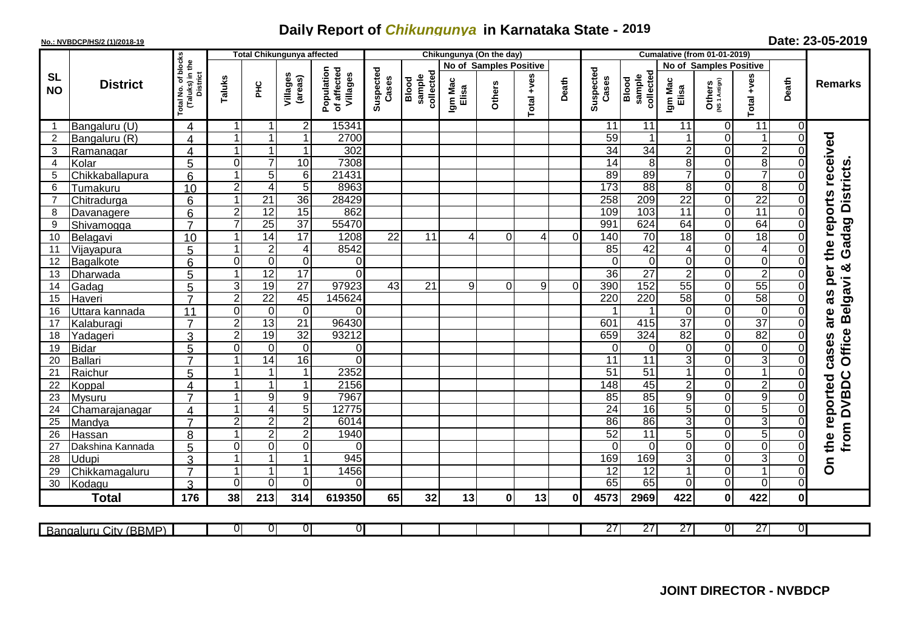# Daily Report of *Chikungunya* in Karnataka State - 2019

**No.: NVBDCP/HS/2 (1)/2018-19**

**Date: 23-05-2019**

| SL NO | District | Total No. of blocks (Taluks) in the District | Total Chikungunya affected | | | | Chikungunya (On the day) | | | | | | | Cumalative (from 01-01-2019) | | | | | | | Remarks |
|---|---|---|---|---|---|---|---|---|---|---|---|---|---|---|---|---|---|---|---|---|---|
| | | | Taluks | PHC | Villages (areas) | Population of affected Villages | Suspected Cases | Blood sample collected | No of Samples Positive | | | Death | Suspected Cases | Blood sample collected | No of Samples Positive | | | Death | |
| | | | | | | | | | Igm Mac Elisa | Others | Total +ves | | | | Igm Mac Elisa | Others (NS 1 Antign) | Total +ves | | |
| 1 | Bangaluru (U) | 4 | 1 | 1 | 2 | 15341 | | | | | | | 11 | 11 | 11 | 0 | 11 | 0 | On the reported cases are as per the reports received from DVBDC Office Belgavi & Gadag Districts. |
| 2 | Bangaluru (R) | 4 | 1 | 1 | 1 | 2700 | | | | | | | 59 | 1 | 1 | 0 | 1 | 0 | |
| 3 | Ramanagar | 4 | 1 | 1 | 1 | 302 | | | | | | | 34 | 34 | 2 | 0 | 2 | 0 | |
| 4 | Kolar | 5 | 0 | 7 | 10 | 7308 | | | | | | | 14 | 8 | 8 | 0 | 8 | 0 | |
| 5 | Chikkaballapura | 6 | 1 | 5 | 6 | 21431 | | | | | | | 89 | 89 | 7 | 0 | 7 | 0 | |
| 6 | Tumakuru | 10 | 2 | 4 | 5 | 8963 | | | | | | | 173 | 88 | 8 | 0 | 8 | 0 | |
| 7 | Chitradurga | 6 | 1 | 21 | 36 | 28429 | | | | | | | 258 | 209 | 22 | 0 | 22 | 0 | |
| 8 | Davanagere | 6 | 2 | 12 | 15 | 862 | | | | | | | 109 | 103 | 11 | 0 | 11 | 0 | |
| 9 | Shivamogga | 7 | 7 | 25 | 37 | 55470 | | | | | | | 991 | 624 | 64 | 0 | 64 | 0 | |
| 10 | Belagavi | 10 | 1 | 14 | 17 | 1208 | 22 | 11 | 4 | 0 | 4 | 0 | 140 | 70 | 18 | 0 | 18 | 0 | |
| 11 | Vijayapura | 5 | 1 | 2 | 4 | 8542 | | | | | | | 85 | 42 | 4 | 0 | 4 | 0 | |
| 12 | Bagalkote | 6 | 0 | 0 | 0 | 0 | | | | | | | 0 | 0 | 0 | 0 | 0 | 0 | |
| 13 | Dharwada | 5 | 1 | 12 | 17 | 0 | | | | | | | 36 | 27 | 2 | 0 | 2 | 0 | |
| 14 | Gadag | 5 | 3 | 19 | 27 | 97923 | 43 | 21 | 9 | 0 | 9 | 0 | 390 | 152 | 55 | 0 | 55 | 0 | |
| 15 | Haveri | 7 | 2 | 22 | 45 | 145624 | | | | | | | 220 | 220 | 58 | 0 | 58 | 0 | |
| 16 | Uttara kannada | 11 | 0 | 0 | 0 | 0 | | | | | | | 1 | 1 | 0 | 0 | 0 | 0 | |
| 17 | Kalaburagi | 7 | 2 | 13 | 21 | 96430 | | | | | | | 601 | 415 | 37 | 0 | 37 | 0 | |
| 18 | Yadageri | 3 | 2 | 19 | 32 | 93212 | | | | | | | 659 | 324 | 82 | 0 | 82 | 0 | |
| 19 | Bidar | 5 | 0 | 0 | 0 | 0 | | | | | | | 0 | 0 | 0 | 0 | 0 | 0 | |
| 20 | Ballari | 7 | 1 | 14 | 16 | 0 | | | | | | | 11 | 11 | 3 | 0 | 3 | 0 | |
| 21 | Raichur | 5 | 1 | 1 | 1 | 2352 | | | | | | | 51 | 51 | 1 | 0 | 1 | 0 | |
| 22 | Koppal | 4 | 1 | 1 | 1 | 2156 | | | | | | | 148 | 45 | 2 | 0 | 2 | 0 | |
| 23 | Mysuru | 7 | 1 | 9 | 9 | 7967 | | | | | | | 85 | 85 | 9 | 0 | 9 | 0 | |
| 24 | Chamarajanagar | 4 | 1 | 4 | 5 | 12775 | | | | | | | 24 | 16 | 5 | 0 | 5 | 0 | |
| 25 | Mandya | 7 | 2 | 2 | 2 | 6014 | | | | | | | 86 | 86 | 3 | 0 | 3 | 0 | |
| 26 | Hassan | 8 | 1 | 2 | 2 | 1940 | | | | | | | 52 | 11 | 5 | 0 | 5 | 0 | |
| 27 | Dakshina Kannada | 5 | 0 | 0 | 0 | 0 | | | | | | | 0 | 0 | 0 | 0 | 0 | 0 | |
| 28 | Udupi | 3 | 1 | 1 | 1 | 945 | | | | | | | 169 | 169 | 3 | 0 | 3 | 0 | |
| 29 | Chikkamagaluru | 7 | 1 | 1 | 1 | 1456 | | | | | | | 12 | 12 | 1 | 0 | 1 | 0 | |
| 30 | Kodagu | 3 | 0 | 0 | 0 | 0 | | | | | | | 65 | 65 | 0 | 0 | 0 | 0 | |
| **Total** | | **176** | **38** | **213** | **314** | **619350** | **65** | **32** | **13** | **0** | **13** | **0** | **4573** | **2969** | **422** | **0** | **422** | **0** | |

| | | | | | | | | | | | | | | | | | | | |
|---|---|---|---|---|---|---|---|---|---|---|---|---|---|---|---|---|---|---|---|
| Bangaluru City (BBMP) | | 0 | 0 | 0 | 0 | | | | | | | 27 | 27 | 27 | 0 | 27 | 0 | |

**JOINT DIRECTOR - NVBDCP**